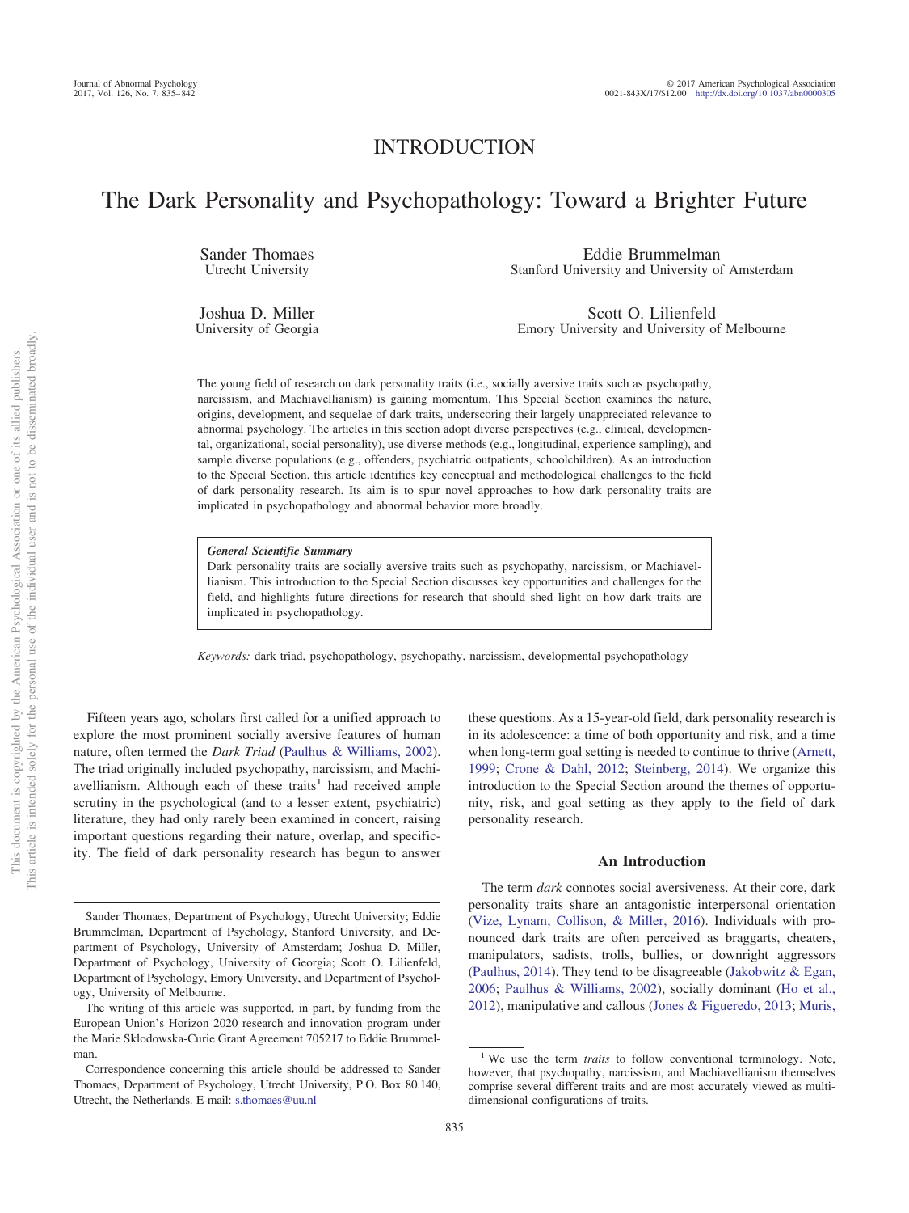INTRODUCTION

# The Dark Personality and Psychopathology: Toward a Brighter Future

Sander Thomaes
Utrecht University

Eddie Brummelman
Stanford University and University of Amsterdam

Joshua D. Miller
University of Georgia

Scott O. Lilienfeld
Emory University and University of Melbourne

The young field of research on dark personality traits (i.e., socially aversive traits such as psychopathy, narcissism, and Machiavellianism) is gaining momentum. This Special Section examines the nature, origins, development, and sequelae of dark traits, underscoring their largely unappreciated relevance to abnormal psychology. The articles in this section adopt diverse perspectives (e.g., clinical, developmental, organizational, social personality), use diverse methods (e.g., longitudinal, experience sampling), and sample diverse populations (e.g., offenders, psychiatric outpatients, schoolchildren). As an introduction to the Special Section, this article identifies key conceptual and methodological challenges to the field of dark personality research. Its aim is to spur novel approaches to how dark personality traits are implicated in psychopathology and abnormal behavior more broadly.

> ***General Scientific Summary***
> Dark personality traits are socially aversive traits such as psychopathy, narcissism, or Machiavellianism. This introduction to the Special Section discusses key opportunities and challenges for the field, and highlights future directions for research that should shed light on how dark traits are implicated in psychopathology.

*Keywords:* dark triad, psychopathology, psychopathy, narcissism, developmental psychopathology

Fifteen years ago, scholars first called for a unified approach to explore the most prominent socially aversive features of human nature, often termed the *Dark Triad* (Paulhus & Williams, 2002). The triad originally included psychopathy, narcissism, and Machiavellianism. Although each of these traits[1] had received ample scrutiny in the psychological (and to a lesser extent, psychiatric) literature, they had only rarely been examined in concert, raising important questions regarding their nature, overlap, and specificity. The field of dark personality research has begun to answer these questions. As a 15-year-old field, dark personality research is in its adolescence: a time of both opportunity and risk, and a time when long-term goal setting is needed to continue to thrive (Arnett, 1999; Crone & Dahl, 2012; Steinberg, 2014). We organize this introduction to the Special Section around the themes of opportunity, risk, and goal setting as they apply to the field of dark personality research.

## An Introduction

The term *dark* connotes social aversiveness. At their core, dark personality traits share an antagonistic interpersonal orientation (Vize, Lynam, Collison, & Miller, 2016). Individuals with pronounced dark traits are often perceived as braggarts, cheaters, manipulators, sadists, trolls, bullies, or downright aggressors (Paulhus, 2014). They tend to be disagreeable (Jakobwitz & Egan, 2006; Paulhus & Williams, 2002), socially dominant (Ho et al., 2012), manipulative and callous (Jones & Figueredo, 2013; Muris,

Sander Thomaes, Department of Psychology, Utrecht University; Eddie Brummelman, Department of Psychology, Stanford University, and Department of Psychology, University of Amsterdam; Joshua D. Miller, Department of Psychology, University of Georgia; Scott O. Lilienfeld, Department of Psychology, Emory University, and Department of Psychology, University of Melbourne.

The writing of this article was supported, in part, by funding from the European Union's Horizon 2020 research and innovation program under the Marie Sklodowska-Curie Grant Agreement 705217 to Eddie Brummelman.

Correspondence concerning this article should be addressed to Sander Thomaes, Department of Psychology, Utrecht University, P.O. Box 80.140, Utrecht, the Netherlands. E-mail: s.thomaes@uu.nl

[1] We use the term *traits* to follow conventional terminology. Note, however, that psychopathy, narcissism, and Machiavellianism themselves comprise several different traits and are most accurately viewed as multidimensional configurations of traits.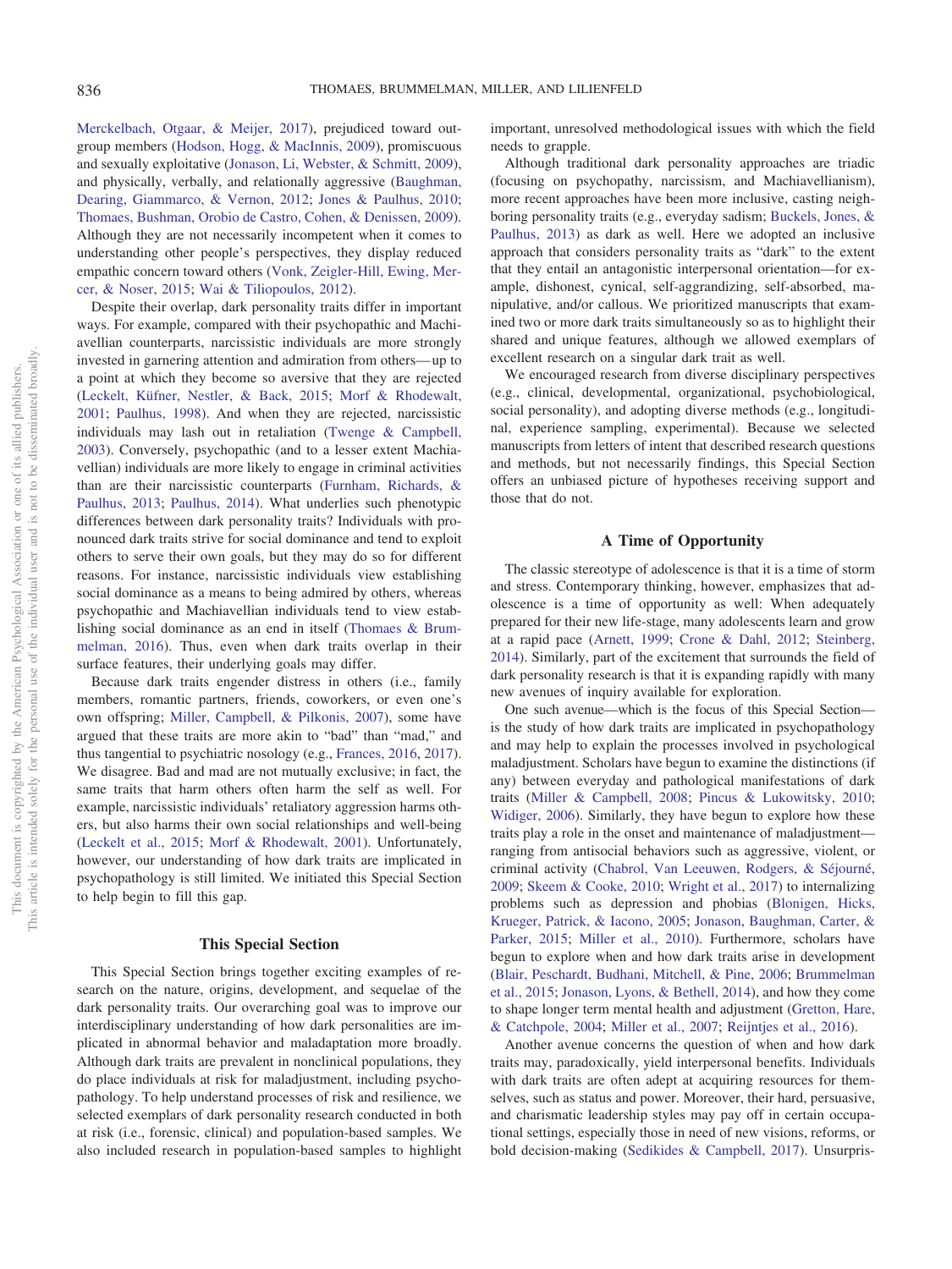Merckelbach, Otgaar, & Meijer, 2017), prejudiced toward outgroup members (Hodson, Hogg, & MacInnis, 2009), promiscuous and sexually exploitative (Jonason, Li, Webster, & Schmitt, 2009), and physically, verbally, and relationally aggressive (Baughman, Dearing, Giammarco, & Vernon, 2012; Jones & Paulhus, 2010; Thomaes, Bushman, Orobio de Castro, Cohen, & Denissen, 2009). Although they are not necessarily incompetent when it comes to understanding other people's perspectives, they display reduced empathic concern toward others (Vonk, Zeigler-Hill, Ewing, Mercer, & Noser, 2015; Wai & Tiliopoulos, 2012).

Despite their overlap, dark personality traits differ in important ways. For example, compared with their psychopathic and Machiavellian counterparts, narcissistic individuals are more strongly invested in garnering attention and admiration from others—up to a point at which they become so aversive that they are rejected (Leckelt, Küfner, Nestler, & Back, 2015; Morf & Rhodewalt, 2001; Paulhus, 1998). And when they are rejected, narcissistic individuals may lash out in retaliation (Twenge & Campbell, 2003). Conversely, psychopathic (and to a lesser extent Machiavellian) individuals are more likely to engage in criminal activities than are their narcissistic counterparts (Furnham, Richards, & Paulhus, 2013; Paulhus, 2014). What underlies such phenotypic differences between dark personality traits? Individuals with pronounced dark traits strive for social dominance and tend to exploit others to serve their own goals, but they may do so for different reasons. For instance, narcissistic individuals view establishing social dominance as a means to being admired by others, whereas psychopathic and Machiavellian individuals tend to view establishing social dominance as an end in itself (Thomaes & Brummelman, 2016). Thus, even when dark traits overlap in their surface features, their underlying goals may differ.

Because dark traits engender distress in others (i.e., family members, romantic partners, friends, coworkers, or even one's own offspring; Miller, Campbell, & Pilkonis, 2007), some have argued that these traits are more akin to "bad" than "mad," and thus tangential to psychiatric nosology (e.g., Frances, 2016, 2017). We disagree. Bad and mad are not mutually exclusive; in fact, the same traits that harm others often harm the self as well. For example, narcissistic individuals' retaliatory aggression harms others, but also harms their own social relationships and well-being (Leckelt et al., 2015; Morf & Rhodewalt, 2001). Unfortunately, however, our understanding of how dark traits are implicated in psychopathology is still limited. We initiated this Special Section to help begin to fill this gap.

## This Special Section

This Special Section brings together exciting examples of research on the nature, origins, development, and sequelae of the dark personality traits. Our overarching goal was to improve our interdisciplinary understanding of how dark personalities are implicated in abnormal behavior and maladaptation more broadly. Although dark traits are prevalent in nonclinical populations, they do place individuals at risk for maladjustment, including psychopathology. To help understand processes of risk and resilience, we selected exemplars of dark personality research conducted in both at risk (i.e., forensic, clinical) and population-based samples. We also included research in population-based samples to highlight important, unresolved methodological issues with which the field needs to grapple.

Although traditional dark personality approaches are triadic (focusing on psychopathy, narcissism, and Machiavellianism), more recent approaches have been more inclusive, casting neighboring personality traits (e.g., everyday sadism; Buckels, Jones, & Paulhus, 2013) as dark as well. Here we adopted an inclusive approach that considers personality traits as "dark" to the extent that they entail an antagonistic interpersonal orientation—for example, dishonest, cynical, self-aggrandizing, self-absorbed, manipulative, and/or callous. We prioritized manuscripts that examined two or more dark traits simultaneously so as to highlight their shared and unique features, although we allowed exemplars of excellent research on a singular dark trait as well.

We encouraged research from diverse disciplinary perspectives (e.g., clinical, developmental, organizational, psychobiological, social personality), and adopting diverse methods (e.g., longitudinal, experience sampling, experimental). Because we selected manuscripts from letters of intent that described research questions and methods, but not necessarily findings, this Special Section offers an unbiased picture of hypotheses receiving support and those that do not.

## A Time of Opportunity

The classic stereotype of adolescence is that it is a time of storm and stress. Contemporary thinking, however, emphasizes that adolescence is a time of opportunity as well: When adequately prepared for their new life-stage, many adolescents learn and grow at a rapid pace (Arnett, 1999; Crone & Dahl, 2012; Steinberg, 2014). Similarly, part of the excitement that surrounds the field of dark personality research is that it is expanding rapidly with many new avenues of inquiry available for exploration.

One such avenue—which is the focus of this Special Section—is the study of how dark traits are implicated in psychopathology and may help to explain the processes involved in psychological maladjustment. Scholars have begun to examine the distinctions (if any) between everyday and pathological manifestations of dark traits (Miller & Campbell, 2008; Pincus & Lukowitsky, 2010; Widiger, 2006). Similarly, they have begun to explore how these traits play a role in the onset and maintenance of maladjustment—ranging from antisocial behaviors such as aggressive, violent, or criminal activity (Chabrol, Van Leeuwen, Rodgers, & Séjourné, 2009; Skeem & Cooke, 2010; Wright et al., 2017) to internalizing problems such as depression and phobias (Blonigen, Hicks, Krueger, Patrick, & Iacono, 2005; Jonason, Baughman, Carter, & Parker, 2015; Miller et al., 2010). Furthermore, scholars have begun to explore when and how dark traits arise in development (Blair, Peschardt, Budhani, Mitchell, & Pine, 2006; Brummelman et al., 2015; Jonason, Lyons, & Bethell, 2014), and how they come to shape longer term mental health and adjustment (Gretton, Hare, & Catchpole, 2004; Miller et al., 2007; Reijntjes et al., 2016).

Another avenue concerns the question of when and how dark traits may, paradoxically, yield interpersonal benefits. Individuals with dark traits are often adept at acquiring resources for themselves, such as status and power. Moreover, their hard, persuasive, and charismatic leadership styles may pay off in certain occupational settings, especially those in need of new visions, reforms, or bold decision-making (Sedikides & Campbell, 2017). Unsurpris-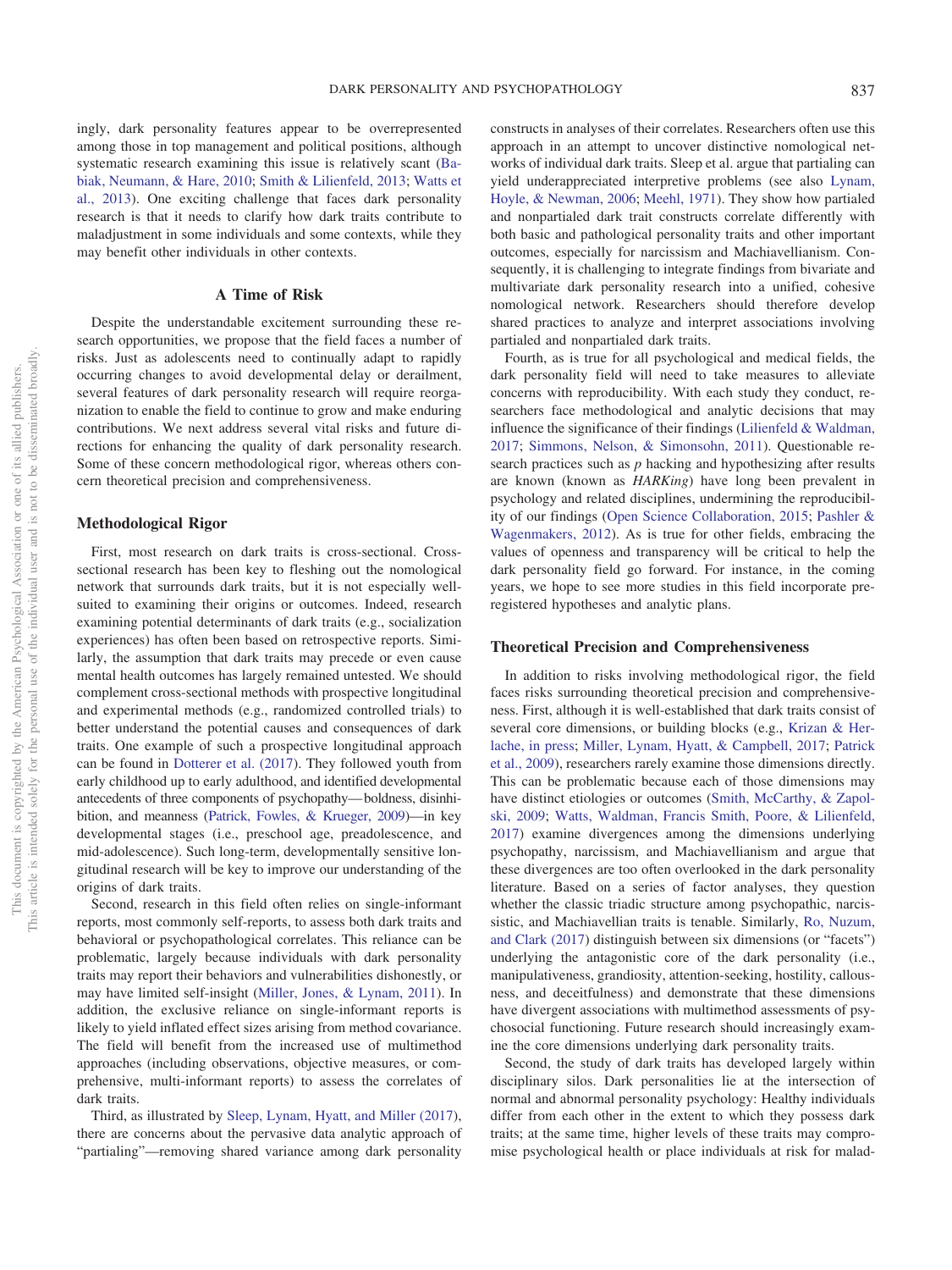ingly, dark personality features appear to be overrepresented among those in top management and political positions, although systematic research examining this issue is relatively scant (Babiak, Neumann, & Hare, 2010; Smith & Lilienfeld, 2013; Watts et al., 2013). One exciting challenge that faces dark personality research is that it needs to clarify how dark traits contribute to maladjustment in some individuals and some contexts, while they may benefit other individuals in other contexts.

## A Time of Risk

Despite the understandable excitement surrounding these research opportunities, we propose that the field faces a number of risks. Just as adolescents need to continually adapt to rapidly occurring changes to avoid developmental delay or derailment, several features of dark personality research will require reorganization to enable the field to continue to grow and make enduring contributions. We next address several vital risks and future directions for enhancing the quality of dark personality research. Some of these concern methodological rigor, whereas others concern theoretical precision and comprehensiveness.

### Methodological Rigor

First, most research on dark traits is cross-sectional. Cross-sectional research has been key to fleshing out the nomological network that surrounds dark traits, but it is not especially well-suited to examining their origins or outcomes. Indeed, research examining potential determinants of dark traits (e.g., socialization experiences) has often been based on retrospective reports. Similarly, the assumption that dark traits may precede or even cause mental health outcomes has largely remained untested. We should complement cross-sectional methods with prospective longitudinal and experimental methods (e.g., randomized controlled trials) to better understand the potential causes and consequences of dark traits. One example of such a prospective longitudinal approach can be found in Dotterer et al. (2017). They followed youth from early childhood up to early adulthood, and identified developmental antecedents of three components of psychopathy—boldness, disinhibition, and meanness (Patrick, Fowles, & Krueger, 2009)—in key developmental stages (i.e., preschool age, preadolescence, and mid-adolescence). Such long-term, developmentally sensitive longitudinal research will be key to improve our understanding of the origins of dark traits.

Second, research in this field often relies on single-informant reports, most commonly self-reports, to assess both dark traits and behavioral or psychopathological correlates. This reliance can be problematic, largely because individuals with dark personality traits may report their behaviors and vulnerabilities dishonestly, or may have limited self-insight (Miller, Jones, & Lynam, 2011). In addition, the exclusive reliance on single-informant reports is likely to yield inflated effect sizes arising from method covariance. The field will benefit from the increased use of multimethod approaches (including observations, objective measures, or comprehensive, multi-informant reports) to assess the correlates of dark traits.

Third, as illustrated by Sleep, Lynam, Hyatt, and Miller (2017), there are concerns about the pervasive data analytic approach of "partialing"—removing shared variance among dark personality constructs in analyses of their correlates. Researchers often use this approach in an attempt to uncover distinctive nomological networks of individual dark traits. Sleep et al. argue that partialing can yield underappreciated interpretive problems (see also Lynam, Hoyle, & Newman, 2006; Meehl, 1971). They show how partialed and nonpartialed dark trait constructs correlate differently with both basic and pathological personality traits and other important outcomes, especially for narcissism and Machiavellianism. Consequently, it is challenging to integrate findings from bivariate and multivariate dark personality research into a unified, cohesive nomological network. Researchers should therefore develop shared practices to analyze and interpret associations involving partialed and nonpartialed dark traits.

Fourth, as is true for all psychological and medical fields, the dark personality field will need to take measures to alleviate concerns with reproducibility. With each study they conduct, researchers face methodological and analytic decisions that may influence the significance of their findings (Lilienfeld & Waldman, 2017; Simmons, Nelson, & Simonsohn, 2011). Questionable research practices such as *p* hacking and hypothesizing after results are known (known as *HARKing*) have long been prevalent in psychology and related disciplines, undermining the reproducibility of our findings (Open Science Collaboration, 2015; Pashler & Wagenmakers, 2012). As is true for other fields, embracing the values of openness and transparency will be critical to help the dark personality field go forward. For instance, in the coming years, we hope to see more studies in this field incorporate preregistered hypotheses and analytic plans.

### Theoretical Precision and Comprehensiveness

In addition to risks involving methodological rigor, the field faces risks surrounding theoretical precision and comprehensiveness. First, although it is well-established that dark traits consist of several core dimensions, or building blocks (e.g., Krizan & Herlache, in press; Miller, Lynam, Hyatt, & Campbell, 2017; Patrick et al., 2009), researchers rarely examine those dimensions directly. This can be problematic because each of those dimensions may have distinct etiologies or outcomes (Smith, McCarthy, & Zapolski, 2009; Watts, Waldman, Francis Smith, Poore, & Lilienfeld, 2017) examine divergences among the dimensions underlying psychopathy, narcissism, and Machiavellianism and argue that these divergences are too often overlooked in the dark personality literature. Based on a series of factor analyses, they question whether the classic triadic structure among psychopathic, narcissistic, and Machiavellian traits is tenable. Similarly, Ro, Nuzum, and Clark (2017) distinguish between six dimensions (or "facets") underlying the antagonistic core of the dark personality (i.e., manipulativeness, grandiosity, attention-seeking, hostility, callousness, and deceitfulness) and demonstrate that these dimensions have divergent associations with multimethod assessments of psychosocial functioning. Future research should increasingly examine the core dimensions underlying dark personality traits.

Second, the study of dark traits has developed largely within disciplinary silos. Dark personalities lie at the intersection of normal and abnormal personality psychology: Healthy individuals differ from each other in the extent to which they possess dark traits; at the same time, higher levels of these traits may compromise psychological health or place individuals at risk for malad-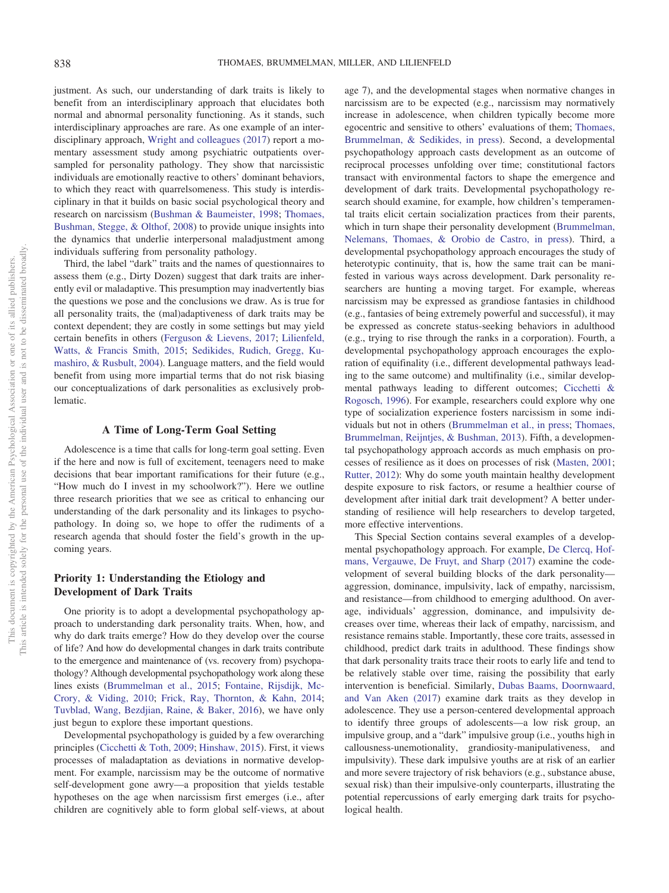justment. As such, our understanding of dark traits is likely to benefit from an interdisciplinary approach that elucidates both normal and abnormal personality functioning. As it stands, such interdisciplinary approaches are rare. As one example of an interdisciplinary approach, Wright and colleagues (2017) report a momentary assessment study among psychiatric outpatients oversampled for personality pathology. They show that narcissistic individuals are emotionally reactive to others' dominant behaviors, to which they react with quarrelsomeness. This study is interdisciplinary in that it builds on basic social psychological theory and research on narcissism (Bushman & Baumeister, 1998; Thomaes, Bushman, Stegge, & Olthof, 2008) to provide unique insights into the dynamics that underlie interpersonal maladjustment among individuals suffering from personality pathology.

Third, the label "dark" traits and the names of questionnaires to assess them (e.g., Dirty Dozen) suggest that dark traits are inherently evil or maladaptive. This presumption may inadvertently bias the questions we pose and the conclusions we draw. As is true for all personality traits, the (mal)adaptiveness of dark traits may be context dependent; they are costly in some settings but may yield certain benefits in others (Ferguson & Lievens, 2017; Lilienfeld, Watts, & Francis Smith, 2015; Sedikides, Rudich, Gregg, Kumashiro, & Rusbult, 2004). Language matters, and the field would benefit from using more impartial terms that do not risk biasing our conceptualizations of dark personalities as exclusively problematic.

## A Time of Long-Term Goal Setting

Adolescence is a time that calls for long-term goal setting. Even if the here and now is full of excitement, teenagers need to make decisions that bear important ramifications for their future (e.g., "How much do I invest in my schoolwork?"). Here we outline three research priorities that we see as critical to enhancing our understanding of the dark personality and its linkages to psychopathology. In doing so, we hope to offer the rudiments of a research agenda that should foster the field's growth in the upcoming years.

### Priority 1: Understanding the Etiology and Development of Dark Traits

One priority is to adopt a developmental psychopathology approach to understanding dark personality traits. When, how, and why do dark traits emerge? How do they develop over the course of life? And how do developmental changes in dark traits contribute to the emergence and maintenance of (vs. recovery from) psychopathology? Although developmental psychopathology work along these lines exists (Brummelman et al., 2015; Fontaine, Rijsdijk, McCrory, & Viding, 2010; Frick, Ray, Thornton, & Kahn, 2014; Tuvblad, Wang, Bezdjian, Raine, & Baker, 2016), we have only just begun to explore these important questions.

Developmental psychopathology is guided by a few overarching principles (Cicchetti & Toth, 2009; Hinshaw, 2015). First, it views processes of maladaptation as deviations in normative development. For example, narcissism may be the outcome of normative self-development gone awry—a proposition that yields testable hypotheses on the age when narcissism first emerges (i.e., after children are cognitively able to form global self-views, at about age 7), and the developmental stages when normative changes in narcissism are to be expected (e.g., narcissism may normatively increase in adolescence, when children typically become more egocentric and sensitive to others' evaluations of them; Thomaes, Brummelman, & Sedikides, in press). Second, a developmental psychopathology approach casts development as an outcome of reciprocal processes unfolding over time; constitutional factors transact with environmental factors to shape the emergence and development of dark traits. Developmental psychopathology research should examine, for example, how children's temperamental traits elicit certain socialization practices from their parents, which in turn shape their personality development (Brummelman, Nelemans, Thomaes, & Orobio de Castro, in press). Third, a developmental psychopathology approach encourages the study of heterotypic continuity, that is, how the same trait can be manifested in various ways across development. Dark personality researchers are hunting a moving target. For example, whereas narcissism may be expressed as grandiose fantasies in childhood (e.g., fantasies of being extremely powerful and successful), it may be expressed as concrete status-seeking behaviors in adulthood (e.g., trying to rise through the ranks in a corporation). Fourth, a developmental psychopathology approach encourages the exploration of equifinality (i.e., different developmental pathways leading to the same outcome) and multifinality (i.e., similar developmental pathways leading to different outcomes; Cicchetti & Rogosch, 1996). For example, researchers could explore why one type of socialization experience fosters narcissism in some individuals but not in others (Brummelman et al., in press; Thomaes, Brummelman, Reijntjes, & Bushman, 2013). Fifth, a developmental psychopathology approach accords as much emphasis on processes of resilience as it does on processes of risk (Masten, 2001; Rutter, 2012): Why do some youth maintain healthy development despite exposure to risk factors, or resume a healthier course of development after initial dark trait development? A better understanding of resilience will help researchers to develop targeted, more effective interventions.

This Special Section contains several examples of a developmental psychopathology approach. For example, De Clercq, Hofmans, Vergauwe, De Fruyt, and Sharp (2017) examine the codevelopment of several building blocks of the dark personality—aggression, dominance, impulsivity, lack of empathy, narcissism, and resistance—from childhood to emerging adulthood. On average, individuals' aggression, dominance, and impulsivity decreases over time, whereas their lack of empathy, narcissism, and resistance remains stable. Importantly, these core traits, assessed in childhood, predict dark traits in adulthood. These findings show that dark personality traits trace their roots to early life and tend to be relatively stable over time, raising the possibility that early intervention is beneficial. Similarly, Dubas Baams, Doornwaard, and Van Aken (2017) examine dark traits as they develop in adolescence. They use a person-centered developmental approach to identify three groups of adolescents—a low risk group, an impulsive group, and a "dark" impulsive group (i.e., youths high in callousness-unemotionality, grandiosity-manipulativeness, and impulsivity). These dark impulsive youths are at risk of an earlier and more severe trajectory of risk behaviors (e.g., substance abuse, sexual risk) than their impulsive-only counterparts, illustrating the potential repercussions of early emerging dark traits for psychological health.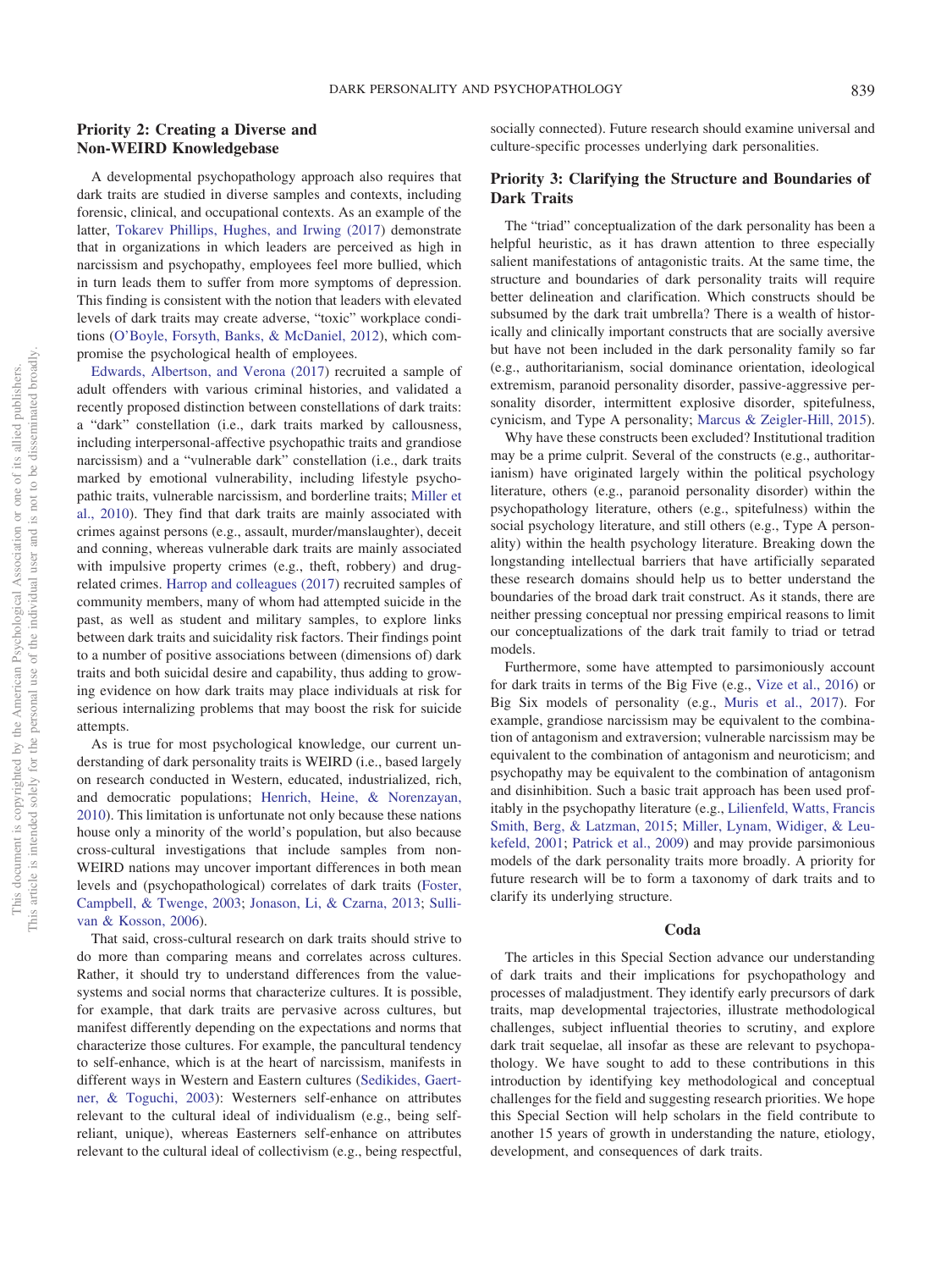## Priority 2: Creating a Diverse and Non-WEIRD Knowledgebase

A developmental psychopathology approach also requires that dark traits are studied in diverse samples and contexts, including forensic, clinical, and occupational contexts. As an example of the latter, Tokarev Phillips, Hughes, and Irwing (2017) demonstrate that in organizations in which leaders are perceived as high in narcissism and psychopathy, employees feel more bullied, which in turn leads them to suffer from more symptoms of depression. This finding is consistent with the notion that leaders with elevated levels of dark traits may create adverse, "toxic" workplace conditions (O'Boyle, Forsyth, Banks, & McDaniel, 2012), which compromise the psychological health of employees.

Edwards, Albertson, and Verona (2017) recruited a sample of adult offenders with various criminal histories, and validated a recently proposed distinction between constellations of dark traits: a "dark" constellation (i.e., dark traits marked by callousness, including interpersonal-affective psychopathic traits and grandiose narcissism) and a "vulnerable dark" constellation (i.e., dark traits marked by emotional vulnerability, including lifestyle psychopathic traits, vulnerable narcissism, and borderline traits; Miller et al., 2010). They find that dark traits are mainly associated with crimes against persons (e.g., assault, murder/manslaughter), deceit and conning, whereas vulnerable dark traits are mainly associated with impulsive property crimes (e.g., theft, robbery) and drug-related crimes. Harrop and colleagues (2017) recruited samples of community members, many of whom had attempted suicide in the past, as well as student and military samples, to explore links between dark traits and suicidality risk factors. Their findings point to a number of positive associations between (dimensions of) dark traits and both suicidal desire and capability, thus adding to growing evidence on how dark traits may place individuals at risk for serious internalizing problems that may boost the risk for suicide attempts.

As is true for most psychological knowledge, our current understanding of dark personality traits is WEIRD (i.e., based largely on research conducted in Western, educated, industrialized, rich, and democratic populations; Henrich, Heine, & Norenzayan, 2010). This limitation is unfortunate not only because these nations house only a minority of the world's population, but also because cross-cultural investigations that include samples from non-WEIRD nations may uncover important differences in both mean levels and (psychopathological) correlates of dark traits (Foster, Campbell, & Twenge, 2003; Jonason, Li, & Czarna, 2013; Sullivan & Kosson, 2006).

That said, cross-cultural research on dark traits should strive to do more than comparing means and correlates across cultures. Rather, it should try to understand differences from the value-systems and social norms that characterize cultures. It is possible, for example, that dark traits are pervasive across cultures, but manifest differently depending on the expectations and norms that characterize those cultures. For example, the pancultural tendency to self-enhance, which is at the heart of narcissism, manifests in different ways in Western and Eastern cultures (Sedikides, Gaertner, & Toguchi, 2003): Westerners self-enhance on attributes relevant to the cultural ideal of individualism (e.g., being self-reliant, unique), whereas Easterners self-enhance on attributes relevant to the cultural ideal of collectivism (e.g., being respectful, socially connected). Future research should examine universal and culture-specific processes underlying dark personalities.

## Priority 3: Clarifying the Structure and Boundaries of Dark Traits

The "triad" conceptualization of the dark personality has been a helpful heuristic, as it has drawn attention to three especially salient manifestations of antagonistic traits. At the same time, the structure and boundaries of dark personality traits will require better delineation and clarification. Which constructs should be subsumed by the dark trait umbrella? There is a wealth of historically and clinically important constructs that are socially aversive but have not been included in the dark personality family so far (e.g., authoritarianism, social dominance orientation, ideological extremism, paranoid personality disorder, passive-aggressive personality disorder, intermittent explosive disorder, spitefulness, cynicism, and Type A personality; Marcus & Zeigler-Hill, 2015).

Why have these constructs been excluded? Institutional tradition may be a prime culprit. Several of the constructs (e.g., authoritarianism) have originated largely within the political psychology literature, others (e.g., paranoid personality disorder) within the psychopathology literature, others (e.g., spitefulness) within the social psychology literature, and still others (e.g., Type A personality) within the health psychology literature. Breaking down the longstanding intellectual barriers that have artificially separated these research domains should help us to better understand the boundaries of the broad dark trait construct. As it stands, there are neither pressing conceptual nor pressing empirical reasons to limit our conceptualizations of the dark trait family to triad or tetrad models.

Furthermore, some have attempted to parsimoniously account for dark traits in terms of the Big Five (e.g., Vize et al., 2016) or Big Six models of personality (e.g., Muris et al., 2017). For example, grandiose narcissism may be equivalent to the combination of antagonism and extraversion; vulnerable narcissism may be equivalent to the combination of antagonism and neuroticism; and psychopathy may be equivalent to the combination of antagonism and disinhibition. Such a basic trait approach has been used profitably in the psychopathy literature (e.g., Lilienfeld, Watts, Francis Smith, Berg, & Latzman, 2015; Miller, Lynam, Widiger, & Leukefeld, 2001; Patrick et al., 2009) and may provide parsimonious models of the dark personality traits more broadly. A priority for future research will be to form a taxonomy of dark traits and to clarify its underlying structure.

## Coda

The articles in this Special Section advance our understanding of dark traits and their implications for psychopathology and processes of maladjustment. They identify early precursors of dark traits, map developmental trajectories, illustrate methodological challenges, subject influential theories to scrutiny, and explore dark trait sequelae, all insofar as these are relevant to psychopathology. We have sought to add to these contributions in this introduction by identifying key methodological and conceptual challenges for the field and suggesting research priorities. We hope this Special Section will help scholars in the field contribute to another 15 years of growth in understanding the nature, etiology, development, and consequences of dark traits.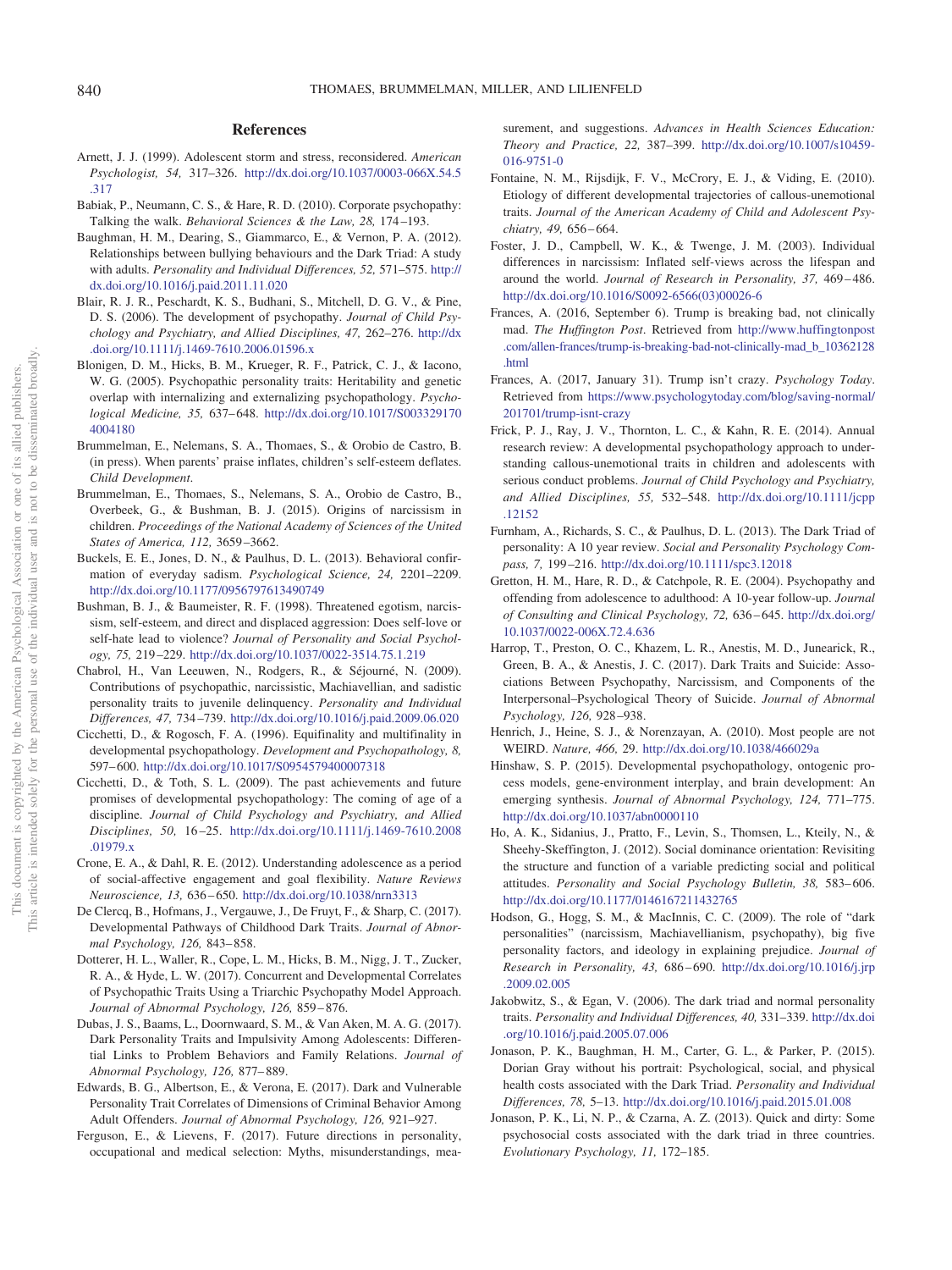## References

Arnett, J. J. (1999). Adolescent storm and stress, reconsidered. *American Psychologist, 54,* 317–326. http://dx.doi.org/10.1037/0003-066X.54.5.317

Babiak, P., Neumann, C. S., & Hare, R. D. (2010). Corporate psychopathy: Talking the walk. *Behavioral Sciences & the Law, 28,* 174–193.

Baughman, H. M., Dearing, S., Giammarco, E., & Vernon, P. A. (2012). Relationships between bullying behaviours and the Dark Triad: A study with adults. *Personality and Individual Differences, 52,* 571–575. http://dx.doi.org/10.1016/j.paid.2011.11.020

Blair, R. J. R., Peschardt, K. S., Budhani, S., Mitchell, D. G. V., & Pine, D. S. (2006). The development of psychopathy. *Journal of Child Psychology and Psychiatry, and Allied Disciplines, 47,* 262–276. http://dx.doi.org/10.1111/j.1469-7610.2006.01596.x

Blonigen, D. M., Hicks, B. M., Krueger, R. F., Patrick, C. J., & Iacono, W. G. (2005). Psychopathic personality traits: Heritability and genetic overlap with internalizing and externalizing psychopathology. *Psychological Medicine, 35,* 637–648. http://dx.doi.org/10.1017/S0033291704004180

Brummelman, E., Nelemans, S. A., Thomaes, S., & Orobio de Castro, B. (in press). When parents' praise inflates, children's self-esteem deflates. *Child Development*.

Brummelman, E., Thomaes, S., Nelemans, S. A., Orobio de Castro, B., Overbeek, G., & Bushman, B. J. (2015). Origins of narcissism in children. *Proceedings of the National Academy of Sciences of the United States of America, 112,* 3659–3662.

Buckels, E. E., Jones, D. N., & Paulhus, D. L. (2013). Behavioral confirmation of everyday sadism. *Psychological Science, 24,* 2201–2209. http://dx.doi.org/10.1177/0956797613490749

Bushman, B. J., & Baumeister, R. F. (1998). Threatened egotism, narcissism, self-esteem, and direct and displaced aggression: Does self-love or self-hate lead to violence? *Journal of Personality and Social Psychology, 75,* 219–229. http://dx.doi.org/10.1037/0022-3514.75.1.219

Chabrol, H., Van Leeuwen, N., Rodgers, R., & Séjourné, N. (2009). Contributions of psychopathic, narcissistic, Machiavellian, and sadistic personality traits to juvenile delinquency. *Personality and Individual Differences, 47,* 734–739. http://dx.doi.org/10.1016/j.paid.2009.06.020

Cicchetti, D., & Rogosch, F. A. (1996). Equifinality and multifinality in developmental psychopathology. *Development and Psychopathology, 8,* 597–600. http://dx.doi.org/10.1017/S0954579400007318

Cicchetti, D., & Toth, S. L. (2009). The past achievements and future promises of developmental psychopathology: The coming of age of a discipline. *Journal of Child Psychology and Psychiatry, and Allied Disciplines, 50,* 16–25. http://dx.doi.org/10.1111/j.1469-7610.2008.01979.x

Crone, E. A., & Dahl, R. E. (2012). Understanding adolescence as a period of social-affective engagement and goal flexibility. *Nature Reviews Neuroscience, 13,* 636–650. http://dx.doi.org/10.1038/nrn3313

De Clercq, B., Hofmans, J., Vergauwe, J., De Fruyt, F., & Sharp, C. (2017). Developmental Pathways of Childhood Dark Traits. *Journal of Abnormal Psychology, 126,* 843–858.

Dotterer, H. L., Waller, R., Cope, L. M., Hicks, B. M., Nigg, J. T., Zucker, R. A., & Hyde, L. W. (2017). Concurrent and Developmental Correlates of Psychopathic Traits Using a Triarchic Psychopathy Model Approach. *Journal of Abnormal Psychology, 126,* 859–876.

Dubas, J. S., Baams, L., Doornwaard, S. M., & Van Aken, M. A. G. (2017). Dark Personality Traits and Impulsivity Among Adolescents: Differential Links to Problem Behaviors and Family Relations. *Journal of Abnormal Psychology, 126,* 877–889.

Edwards, B. G., Albertson, E., & Verona, E. (2017). Dark and Vulnerable Personality Trait Correlates of Dimensions of Criminal Behavior Among Adult Offenders. *Journal of Abnormal Psychology, 126,* 921–927.

Ferguson, E., & Lievens, F. (2017). Future directions in personality, occupational and medical selection: Myths, misunderstandings, measurement, and suggestions. *Advances in Health Sciences Education: Theory and Practice, 22,* 387–399. http://dx.doi.org/10.1007/s10459-016-9751-0

Fontaine, N. M., Rijsdijk, F. V., McCrory, E. J., & Viding, E. (2010). Etiology of different developmental trajectories of callous-unemotional traits. *Journal of the American Academy of Child and Adolescent Psychiatry, 49,* 656–664.

Foster, J. D., Campbell, W. K., & Twenge, J. M. (2003). Individual differences in narcissism: Inflated self-views across the lifespan and around the world. *Journal of Research in Personality, 37,* 469–486. http://dx.doi.org/10.1016/S0092-6566(03)00026-6

Frances, A. (2016, September 6). Trump is breaking bad, not clinically mad. *The Huffington Post*. Retrieved from http://www.huffingtonpost.com/allen-frances/trump-is-breaking-bad-not-clinically-mad_b_10362128.html

Frances, A. (2017, January 31). Trump isn't crazy. *Psychology Today*. Retrieved from https://www.psychologytoday.com/blog/saving-normal/201701/trump-isnt-crazy

Frick, P. J., Ray, J. V., Thornton, L. C., & Kahn, R. E. (2014). Annual research review: A developmental psychopathology approach to understanding callous-unemotional traits in children and adolescents with serious conduct problems. *Journal of Child Psychology and Psychiatry, and Allied Disciplines, 55,* 532–548. http://dx.doi.org/10.1111/jcpp.12152

Furnham, A., Richards, S. C., & Paulhus, D. L. (2013). The Dark Triad of personality: A 10 year review. *Social and Personality Psychology Compass, 7,* 199–216. http://dx.doi.org/10.1111/spc3.12018

Gretton, H. M., Hare, R. D., & Catchpole, R. E. (2004). Psychopathy and offending from adolescence to adulthood: A 10-year follow-up. *Journal of Consulting and Clinical Psychology, 72,* 636–645. http://dx.doi.org/10.1037/0022-006X.72.4.636

Harrop, T., Preston, O. C., Khazem, L. R., Anestis, M. D., Junearick, R., Green, B. A., & Anestis, J. C. (2017). Dark Traits and Suicide: Associations Between Psychopathy, Narcissism, and Components of the Interpersonal–Psychological Theory of Suicide. *Journal of Abnormal Psychology, 126,* 928–938.

Henrich, J., Heine, S. J., & Norenzayan, A. (2010). Most people are not WEIRD. *Nature, 466,* 29. http://dx.doi.org/10.1038/466029a

Hinshaw, S. P. (2015). Developmental psychopathology, ontogenic process models, gene-environment interplay, and brain development: An emerging synthesis. *Journal of Abnormal Psychology, 124,* 771–775. http://dx.doi.org/10.1037/abn0000110

Ho, A. K., Sidanius, J., Pratto, F., Levin, S., Thomsen, L., Kteily, N., & Sheehy-Skeffington, J. (2012). Social dominance orientation: Revisiting the structure and function of a variable predicting social and political attitudes. *Personality and Social Psychology Bulletin, 38,* 583–606. http://dx.doi.org/10.1177/0146167211432765

Hodson, G., Hogg, S. M., & MacInnis, C. C. (2009). The role of "dark personalities" (narcissism, Machiavellianism, psychopathy), big five personality factors, and ideology in explaining prejudice. *Journal of Research in Personality, 43,* 686–690. http://dx.doi.org/10.1016/j.jrp.2009.02.005

Jakobwitz, S., & Egan, V. (2006). The dark triad and normal personality traits. *Personality and Individual Differences, 40,* 331–339. http://dx.doi.org/10.1016/j.paid.2005.07.006

Jonason, P. K., Baughman, H. M., Carter, G. L., & Parker, P. (2015). Dorian Gray without his portrait: Psychological, social, and physical health costs associated with the Dark Triad. *Personality and Individual Differences, 78,* 5–13. http://dx.doi.org/10.1016/j.paid.2015.01.008

Jonason, P. K., Li, N. P., & Czarna, A. Z. (2013). Quick and dirty: Some psychosocial costs associated with the dark triad in three countries. *Evolutionary Psychology, 11,* 172–185.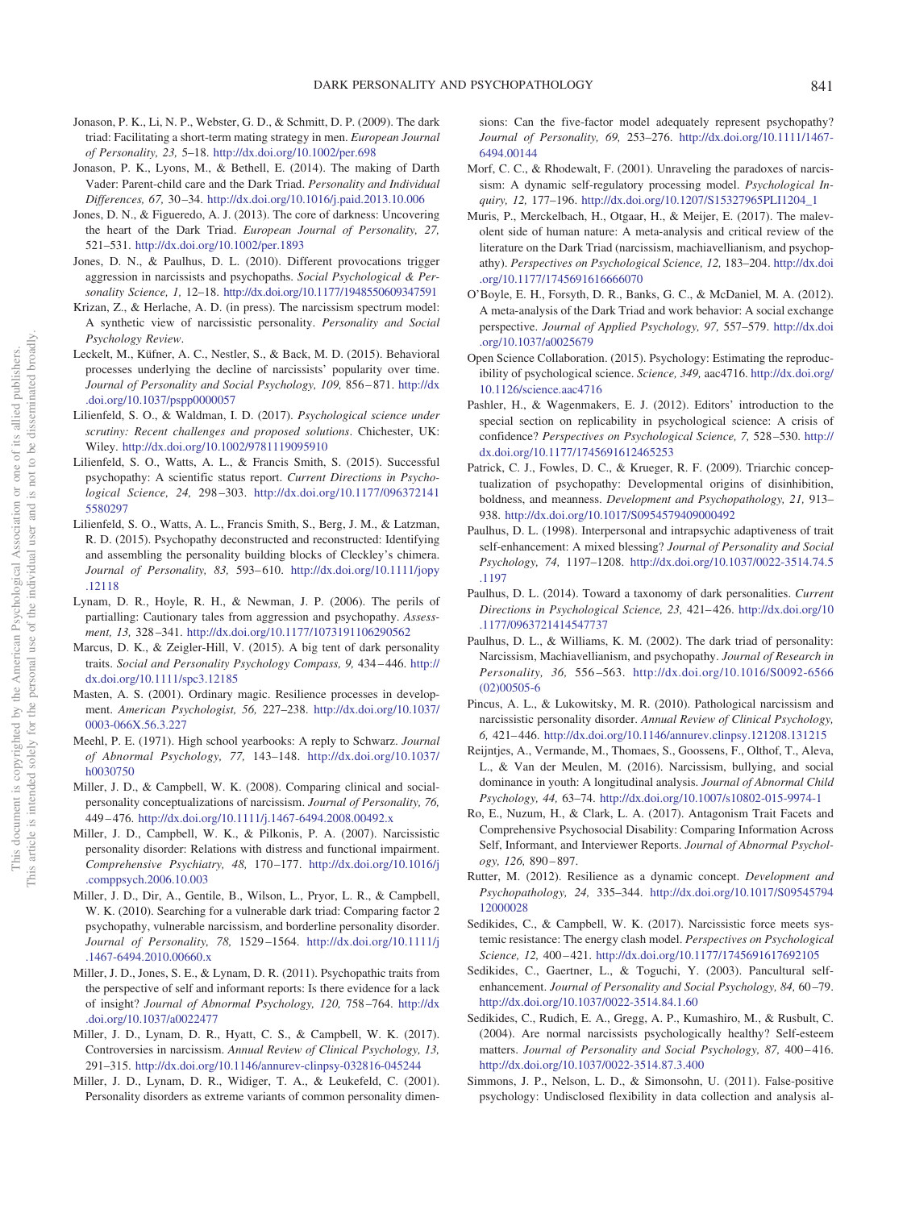Jonason, P. K., Li, N. P., Webster, G. D., & Schmitt, D. P. (2009). The dark triad: Facilitating a short-term mating strategy in men. *European Journal of Personality, 23,* 5–18. http://dx.doi.org/10.1002/per.698

Jonason, P. K., Lyons, M., & Bethell, E. (2014). The making of Darth Vader: Parent-child care and the Dark Triad. *Personality and Individual Differences, 67,* 30–34. http://dx.doi.org/10.1016/j.paid.2013.10.006

Jones, D. N., & Figueredo, A. J. (2013). The core of darkness: Uncovering the heart of the Dark Triad. *European Journal of Personality, 27,* 521–531. http://dx.doi.org/10.1002/per.1893

Jones, D. N., & Paulhus, D. L. (2010). Different provocations trigger aggression in narcissists and psychopaths. *Social Psychological & Personality Science, 1,* 12–18. http://dx.doi.org/10.1177/1948550609347591

Krizan, Z., & Herlache, A. D. (in press). The narcissism spectrum model: A synthetic view of narcissistic personality. *Personality and Social Psychology Review*.

Leckelt, M., Küfner, A. C., Nestler, S., & Back, M. D. (2015). Behavioral processes underlying the decline of narcissists' popularity over time. *Journal of Personality and Social Psychology, 109,* 856–871. http://dx.doi.org/10.1037/pspp0000057

Lilienfeld, S. O., & Waldman, I. D. (2017). *Psychological science under scrutiny: Recent challenges and proposed solutions*. Chichester, UK: Wiley. http://dx.doi.org/10.1002/9781119095910

Lilienfeld, S. O., Watts, A. L., & Francis Smith, S. (2015). Successful psychopathy: A scientific status report. *Current Directions in Psychological Science, 24,* 298–303. http://dx.doi.org/10.1177/0963721415580297

Lilienfeld, S. O., Watts, A. L., Francis Smith, S., Berg, J. M., & Latzman, R. D. (2015). Psychopathy deconstructed and reconstructed: Identifying and assembling the personality building blocks of Cleckley's chimera. *Journal of Personality, 83,* 593–610. http://dx.doi.org/10.1111/jopy.12118

Lynam, D. R., Hoyle, R. H., & Newman, J. P. (2006). The perils of partialling: Cautionary tales from aggression and psychopathy. *Assessment, 13,* 328–341. http://dx.doi.org/10.1177/1073191106290562

Marcus, D. K., & Zeigler-Hill, V. (2015). A big tent of dark personality traits. *Social and Personality Psychology Compass, 9,* 434–446. http://dx.doi.org/10.1111/spc3.12185

Masten, A. S. (2001). Ordinary magic. Resilience processes in development. *American Psychologist, 56,* 227–238. http://dx.doi.org/10.1037/0003-066X.56.3.227

Meehl, P. E. (1971). High school yearbooks: A reply to Schwarz. *Journal of Abnormal Psychology, 77,* 143–148. http://dx.doi.org/10.1037/h0030750

Miller, J. D., & Campbell, W. K. (2008). Comparing clinical and social-personality conceptualizations of narcissism. *Journal of Personality, 76,* 449–476. http://dx.doi.org/10.1111/j.1467-6494.2008.00492.x

Miller, J. D., Campbell, W. K., & Pilkonis, P. A. (2007). Narcissistic personality disorder: Relations with distress and functional impairment. *Comprehensive Psychiatry, 48,* 170–177. http://dx.doi.org/10.1016/j.comppsych.2006.10.003

Miller, J. D., Dir, A., Gentile, B., Wilson, L., Pryor, L. R., & Campbell, W. K. (2010). Searching for a vulnerable dark triad: Comparing factor 2 psychopathy, vulnerable narcissism, and borderline personality disorder. *Journal of Personality, 78,* 1529–1564. http://dx.doi.org/10.1111/j.1467-6494.2010.00660.x

Miller, J. D., Jones, S. E., & Lynam, D. R. (2011). Psychopathic traits from the perspective of self and informant reports: Is there evidence for a lack of insight? *Journal of Abnormal Psychology, 120,* 758–764. http://dx.doi.org/10.1037/a0022477

Miller, J. D., Lynam, D. R., Hyatt, C. S., & Campbell, W. K. (2017). Controversies in narcissism. *Annual Review of Clinical Psychology, 13,* 291–315. http://dx.doi.org/10.1146/annurev-clinpsy-032816-045244

Miller, J. D., Lynam, D. R., Widiger, T. A., & Leukefeld, C. (2001). Personality disorders as extreme variants of common personality dimensions: Can the five-factor model adequately represent psychopathy? *Journal of Personality, 69,* 253–276. http://dx.doi.org/10.1111/1467-6494.00144

Morf, C. C., & Rhodewalt, F. (2001). Unraveling the paradoxes of narcissism: A dynamic self-regulatory processing model. *Psychological Inquiry, 12,* 177–196. http://dx.doi.org/10.1207/S15327965PLI1204_1

Muris, P., Merckelbach, H., Otgaar, H., & Meijer, E. (2017). The malevolent side of human nature: A meta-analysis and critical review of the literature on the Dark Triad (narcissism, machiavellianism, and psychopathy). *Perspectives on Psychological Science, 12,* 183–204. http://dx.doi.org/10.1177/1745691616666070

O'Boyle, E. H., Forsyth, D. R., Banks, G. C., & McDaniel, M. A. (2012). A meta-analysis of the Dark Triad and work behavior: A social exchange perspective. *Journal of Applied Psychology, 97,* 557–579. http://dx.doi.org/10.1037/a0025679

Open Science Collaboration. (2015). Psychology: Estimating the reproducibility of psychological science. *Science, 349,* aac4716. http://dx.doi.org/10.1126/science.aac4716

Pashler, H., & Wagenmakers, E. J. (2012). Editors' introduction to the special section on replicability in psychological science: A crisis of confidence? *Perspectives on Psychological Science, 7,* 528–530. http://dx.doi.org/10.1177/1745691612465253

Patrick, C. J., Fowles, D. C., & Krueger, R. F. (2009). Triarchic conceptualization of psychopathy: Developmental origins of disinhibition, boldness, and meanness. *Development and Psychopathology, 21,* 913–938. http://dx.doi.org/10.1017/S0954579409000492

Paulhus, D. L. (1998). Interpersonal and intrapsychic adaptiveness of trait self-enhancement: A mixed blessing? *Journal of Personality and Social Psychology, 74,* 1197–1208. http://dx.doi.org/10.1037/0022-3514.74.5.1197

Paulhus, D. L. (2014). Toward a taxonomy of dark personalities. *Current Directions in Psychological Science, 23,* 421–426. http://dx.doi.org/10.1177/0963721414547737

Paulhus, D. L., & Williams, K. M. (2002). The dark triad of personality: Narcissism, Machiavellianism, and psychopathy. *Journal of Research in Personality, 36,* 556–563. http://dx.doi.org/10.1016/S0092-6566(02)00505-6

Pincus, A. L., & Lukowitsky, M. R. (2010). Pathological narcissism and narcissistic personality disorder. *Annual Review of Clinical Psychology, 6,* 421–446. http://dx.doi.org/10.1146/annurev.clinpsy.121208.131215

Reijntjes, A., Vermande, M., Thomaes, S., Goossens, F., Olthof, T., Aleva, L., & Van der Meulen, M. (2016). Narcissism, bullying, and social dominance in youth: A longitudinal analysis. *Journal of Abnormal Child Psychology, 44,* 63–74. http://dx.doi.org/10.1007/s10802-015-9974-1

Ro, E., Nuzum, H., & Clark, L. A. (2017). Antagonism Trait Facets and Comprehensive Psychosocial Disability: Comparing Information Across Self, Informant, and Interviewer Reports. *Journal of Abnormal Psychology, 126,* 890–897.

Rutter, M. (2012). Resilience as a dynamic concept. *Development and Psychopathology, 24,* 335–344. http://dx.doi.org/10.1017/S0954579412000028

Sedikides, C., & Campbell, W. K. (2017). Narcissistic force meets systemic resistance: The energy clash model. *Perspectives on Psychological Science, 12,* 400–421. http://dx.doi.org/10.1177/1745691617692105

Sedikides, C., Gaertner, L., & Toguchi, Y. (2003). Pancultural self-enhancement. *Journal of Personality and Social Psychology, 84,* 60–79. http://dx.doi.org/10.1037/0022-3514.84.1.60

Sedikides, C., Rudich, E. A., Gregg, A. P., Kumashiro, M., & Rusbult, C. (2004). Are normal narcissists psychologically healthy? Self-esteem matters. *Journal of Personality and Social Psychology, 87,* 400–416. http://dx.doi.org/10.1037/0022-3514.87.3.400

Simmons, J. P., Nelson, L. D., & Simonsohn, U. (2011). False-positive psychology: Undisclosed flexibility in data collection and analysis al-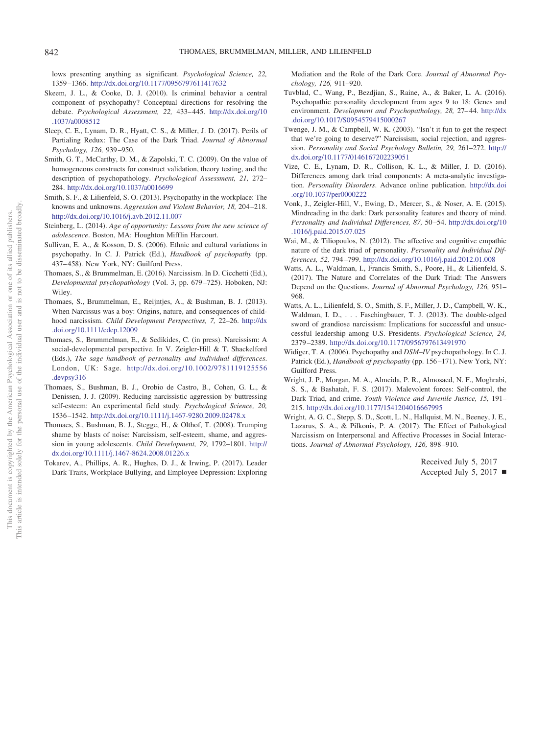lows presenting anything as significant. *Psychological Science, 22,* 1359–1366. http://dx.doi.org/10.1177/0956797611417632

Skeem, J. L., & Cooke, D. J. (2010). Is criminal behavior a central component of psychopathy? Conceptual directions for resolving the debate. *Psychological Assessment, 22,* 433–445. http://dx.doi.org/10.1037/a0008512

Sleep, C. E., Lynam, D. R., Hyatt, C. S., & Miller, J. D. (2017). Perils of Partialing Redux: The Case of the Dark Triad. *Journal of Abnormal Psychology, 126,* 939–950.

Smith, G. T., McCarthy, D. M., & Zapolski, T. C. (2009). On the value of homogeneous constructs for construct validation, theory testing, and the description of psychopathology. *Psychological Assessment, 21,* 272–284. http://dx.doi.org/10.1037/a0016699

Smith, S. F., & Lilienfeld, S. O. (2013). Psychopathy in the workplace: The knowns and unknowns. *Aggression and Violent Behavior, 18,* 204–218. http://dx.doi.org/10.1016/j.avb.2012.11.007

Steinberg, L. (2014). *Age of opportunity: Lessons from the new science of adolescence*. Boston, MA: Houghton Mifflin Harcourt.

Sullivan, E. A., & Kosson, D. S. (2006). Ethnic and cultural variations in psychopathy. In C. J. Patrick (Ed.), *Handbook of psychopathy* (pp. 437–458). New York, NY: Guilford Press.

Thomaes, S., & Brummelman, E. (2016). Narcissism. In D. Cicchetti (Ed.), *Developmental psychopathology* (Vol. 3, pp. 679–725). Hoboken, NJ: Wiley.

Thomaes, S., Brummelman, E., Reijntjes, A., & Bushman, B. J. (2013). When Narcissus was a boy: Origins, nature, and consequences of childhood narcissism. *Child Development Perspectives, 7,* 22–26. http://dx.doi.org/10.1111/cdep.12009

Thomaes, S., Brummelman, E., & Sedikides, C. (in press). Narcissism: A social-developmental perspective. In V. Zeigler-Hill & T. Shackelford (Eds.), *The sage handbook of personality and individual differences*. London, UK: Sage. http://dx.doi.org/10.1002/9781119125556.devpsy316

Thomaes, S., Bushman, B. J., Orobio de Castro, B., Cohen, G. L., & Denissen, J. J. (2009). Reducing narcissistic aggression by buttressing self-esteem: An experimental field study. *Psychological Science, 20,* 1536–1542. http://dx.doi.org/10.1111/j.1467-9280.2009.02478.x

Thomaes, S., Bushman, B. J., Stegge, H., & Olthof, T. (2008). Trumping shame by blasts of noise: Narcissism, self-esteem, shame, and aggression in young adolescents. *Child Development, 79,* 1792–1801. http://dx.doi.org/10.1111/j.1467-8624.2008.01226.x

Tokarev, A., Phillips, A. R., Hughes, D. J., & Irwing, P. (2017). Leader Dark Traits, Workplace Bullying, and Employee Depression: Exploring Mediation and the Role of the Dark Core. *Journal of Abnormal Psychology, 126,* 911–920.

Tuvblad, C., Wang, P., Bezdjian, S., Raine, A., & Baker, L. A. (2016). Psychopathic personality development from ages 9 to 18: Genes and environment. *Development and Psychopathology, 28,* 27–44. http://dx.doi.org/10.1017/S0954579415000267

Twenge, J. M., & Campbell, W. K. (2003). "Isn't it fun to get the respect that we're going to deserve?" Narcissism, social rejection, and aggression. *Personality and Social Psychology Bulletin, 29,* 261–272. http://dx.doi.org/10.1177/0146167202239051

Vize, C. E., Lynam, D. R., Collison, K. L., & Miller, J. D. (2016). Differences among dark triad components: A meta-analytic investigation. *Personality Disorders*. Advance online publication. http://dx.doi.org/10.1037/per0000222

Vonk, J., Zeigler-Hill, V., Ewing, D., Mercer, S., & Noser, A. E. (2015). Mindreading in the dark: Dark personality features and theory of mind. *Personality and Individual Differences, 87,* 50–54. http://dx.doi.org/10.1016/j.paid.2015.07.025

Wai, M., & Tiliopoulos, N. (2012). The affective and cognitive empathic nature of the dark triad of personality. *Personality and Individual Differences, 52,* 794–799. http://dx.doi.org/10.1016/j.paid.2012.01.008

Watts, A. L., Waldman, I., Francis Smith, S., Poore, H., & Lilienfeld, S. (2017). The Nature and Correlates of the Dark Triad: The Answers Depend on the Questions. *Journal of Abnormal Psychology, 126,* 951–968.

Watts, A. L., Lilienfeld, S. O., Smith, S. F., Miller, J. D., Campbell, W. K., Waldman, I. D., . . . Faschingbauer, T. J. (2013). The double-edged sword of grandiose narcissism: Implications for successful and unsuccessful leadership among U.S. Presidents. *Psychological Science, 24,* 2379–2389. http://dx.doi.org/10.1177/0956797613491970

Widiger, T. A. (2006). Psychopathy and *DSM–IV* psychopathology. In C. J. Patrick (Ed.), *Handbook of psychopathy* (pp. 156–171). New York, NY: Guilford Press.

Wright, J. P., Morgan, M. A., Almeida, P. R., Almosaed, N. F., Moghrabi, S. S., & Bashatah, F. S. (2017). Malevolent forces: Self-control, the Dark Triad, and crime. *Youth Violence and Juvenile Justice, 15,* 191–215. http://dx.doi.org/10.1177/1541204016667995

Wright, A. G. C., Stepp, S. D., Scott, L. N., Hallquist, M. N., Beeney, J. E., Lazarus, S. A., & Pilkonis, P. A. (2017). The Effect of Pathological Narcissism on Interpersonal and Affective Processes in Social Interactions. *Journal of Abnormal Psychology, 126,* 898–910.

Received July 5, 2017
Accepted July 5, 2017 ■